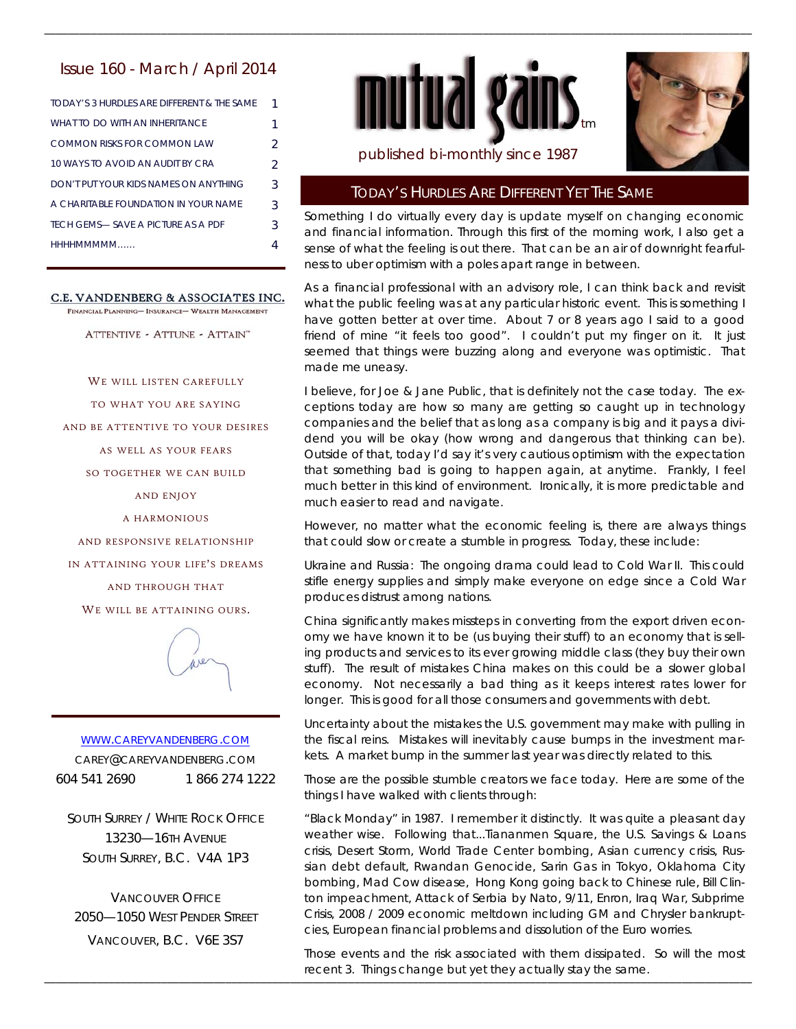# Issue 160 - March / April 2014

| | |
|---|---|
| TODAY'S 3 HURDLES ARE DIFFERENT & THE SAME | 1 |
| WHAT TO DO WITH AN INHERITANCE | 1 |
| COMMON RISKS FOR COMMON LAW | 2 |
| 10 WAYS TO AVOID AN AUDIT BY CRA | 2 |
| DON'T PUT YOUR KIDS NAMES ON ANYTHING | 3 |
| A CHARITABLE FOUNDATION IN YOUR NAME | 3 |
| TECH GEMS— SAVE A PICTURE AS A PDF | 3 |
| HHHHMMMMM...... | 4 |

**C.E. VANDENBERG & ASSOCIATES INC.**

FINANCIAL PLANNING— INSURANCE— WEALTH MANAGEMENT

ATTENTIVE - ATTUNE - ATTAIN™

WE WILL LISTEN CAREFULLY
TO WHAT YOU ARE SAYING
AND BE ATTENTIVE TO YOUR DESIRES
AS WELL AS YOUR FEARS
SO TOGETHER WE CAN BUILD
AND ENJOY
A HARMONIOUS
AND RESPONSIVE RELATIONSHIP
IN ATTAINING YOUR LIFE'S DREAMS
AND THROUGH THAT
WE WILL BE ATTAINING OURS.

WWW.CAREYVANDENBERG.COM
CAREY@CAREYVANDENBERG.COM
604 541 2690 1 866 274 1222

SOUTH SURREY / WHITE ROCK OFFICE
13230—16TH AVENUE
SOUTH SURREY, B.C. V4A 1P3

VANCOUVER OFFICE
2050—1050 WEST PENDER STREET
VANCOUVER, B.C. V6E 3S7

# mutual gains™

published bi-monthly since 1987

## TODAY'S HURDLES ARE DIFFERENT YET THE SAME

Something I do virtually every day is update myself on changing economic and financial information. Through this first of the morning work, I also get a sense of what the feeling is out there. That can be an air of downright fearfulness to uber optimism with a poles apart range in between.

As a financial professional with an advisory role, I can think back and revisit what the public feeling was at any particular historic event. This is something I have gotten better at over time. About 7 or 8 years ago I said to a good friend of mine "it feels too good". I couldn't put my finger on it. It just seemed that things were buzzing along and everyone was optimistic. That made me uneasy.

I believe, for Joe & Jane Public, that is definitely not the case today. The exceptions today are how so many are getting so caught up in technology companies and the belief that as long as a company is big and it pays a dividend you will be okay (how wrong and dangerous that thinking can be). Outside of that, today I'd say it's very cautious optimism with the expectation that something bad is going to happen again, at anytime. Frankly, I feel much better in this kind of environment. Ironically, it is more predictable and much easier to read and navigate.

However, no matter what the economic feeling is, there are always things that could slow or create a stumble in progress. Today, these include:

Ukraine and Russia: The ongoing drama could lead to Cold War II. This could stifle energy supplies and simply make everyone on edge since a Cold War produces distrust among nations.

China significantly makes missteps in converting from the export driven economy we have known it to be (us buying their stuff) to an economy that is selling products and services to its ever growing middle class (they buy their own stuff). The result of mistakes China makes on this could be a slower global economy. Not necessarily a bad thing as it keeps interest rates lower for longer. This is good for all those consumers and governments with debt.

Uncertainty about the mistakes the U.S. government may make with pulling in the fiscal reins. Mistakes will inevitably cause bumps in the investment markets. A market bump in the summer last year was directly related to this.

Those are the possible stumble creators we face today. Here are some of the things I have walked with clients through:

"Black Monday" in 1987. I remember it distinctly. It was quite a pleasant day weather wise. Following that...Tiananmen Square, the U.S. Savings & Loans crisis, Desert Storm, World Trade Center bombing, Asian currency crisis, Russian debt default, Rwandan Genocide, Sarin Gas in Tokyo, Oklahoma City bombing, Mad Cow disease, Hong Kong going back to Chinese rule, Bill Clinton impeachment, Attack of Serbia by Nato, 9/11, Enron, Iraq War, Subprime Crisis, 2008 / 2009 economic meltdown including GM and Chrysler bankruptcies, European financial problems and dissolution of the Euro worries.

Those events and the risk associated with them dissipated. So will the most recent 3. Things change but yet they actually stay the same.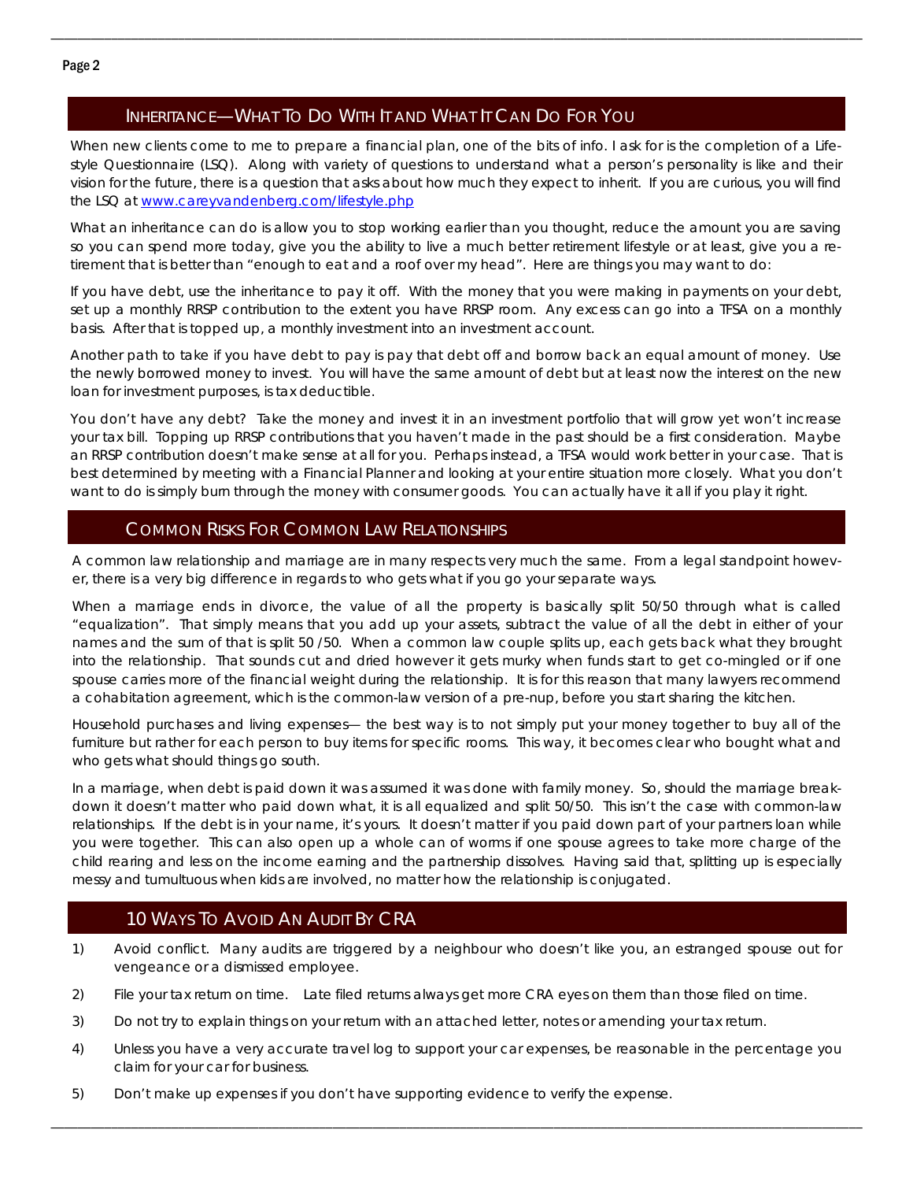## Inheritance—What To Do With It and What It Can Do For You

When new clients come to me to prepare a financial plan, one of the bits of info. I ask for is the completion of a Lifestyle Questionnaire (LSQ). Along with variety of questions to understand what a person's personality is like and their vision for the future, there is a question that asks about how much they expect to inherit. If you are curious, you will find the LSQ at [www.careyvandenberg.com/lifestyle.php](http://www.careyvandenberg.com/lifestyle.php)

What an inheritance can do is allow you to stop working earlier than you thought, reduce the amount you are saving so you can spend more today, give you the ability to live a much better retirement lifestyle or at least, give you a retirement that is better than "enough to eat and a roof over my head". Here are things you may want to do:

If you have debt, use the inheritance to pay it off. With the money that you were making in payments on your debt, set up a monthly RRSP contribution to the extent you have RRSP room. Any excess can go into a TFSA on a monthly basis. After that is topped up, a monthly investment into an investment account.

Another path to take if you have debt to pay is pay that debt off and borrow back an equal amount of money. Use the newly borrowed money to invest. You will have the same amount of debt but at least now the interest on the new loan for investment purposes, is tax deductible.

You don't have any debt? Take the money and invest it in an investment portfolio that will grow yet won't increase your tax bill. Topping up RRSP contributions that you haven't made in the past should be a first consideration. Maybe an RRSP contribution doesn't make sense at all for you. Perhaps instead, a TFSA would work better in your case. That is best determined by meeting with a Financial Planner and looking at your entire situation more closely. What you don't want to do is simply burn through the money with consumer goods. You can actually have it all if you play it right.

## Common Risks For Common Law Relationships

A common law relationship and marriage are in many respects very much the same. From a legal standpoint however, there is a very big difference in regards to who gets what if you go your separate ways.

When a marriage ends in divorce, the value of all the property is basically split 50/50 through what is called "equalization". That simply means that you add up your assets, subtract the value of all the debt in either of your names and the sum of that is split 50 /50. When a common law couple splits up, each gets back what they brought into the relationship. That sounds cut and dried however it gets murky when funds start to get co-mingled or if one spouse carries more of the financial weight during the relationship. It is for this reason that many lawyers recommend a cohabitation agreement, which is the common-law version of a pre-nup, before you start sharing the kitchen.

Household purchases and living expenses— the best way is to not simply put your money together to buy all of the furniture but rather for each person to buy items for specific rooms. This way, it becomes clear who bought what and who gets what should things go south.

In a marriage, when debt is paid down it was assumed it was done with family money. So, should the marriage breakdown it doesn't matter who paid down what, it is all equalized and split 50/50. This isn't the case with common-law relationships. If the debt is in your name, it's yours. It doesn't matter if you paid down part of your partners loan while you were together. This can also open up a whole can of worms if one spouse agrees to take more charge of the child rearing and less on the income earning and the partnership dissolves. Having said that, splitting up is especially messy and tumultuous when kids are involved, no matter how the relationship is conjugated.

## 10 Ways To Avoid An Audit By CRA

1) Avoid conflict. Many audits are triggered by a neighbour who doesn't like you, an estranged spouse out for vengeance or a dismissed employee.
2) File your tax return on time. Late filed returns always get more CRA eyes on them than those filed on time.
3) Do not try to explain things on your return with an attached letter, notes or amending your tax return.
4) Unless you have a very accurate travel log to support your car expenses, be reasonable in the percentage you claim for your car for business.
5) Don't make up expenses if you don't have supporting evidence to verify the expense.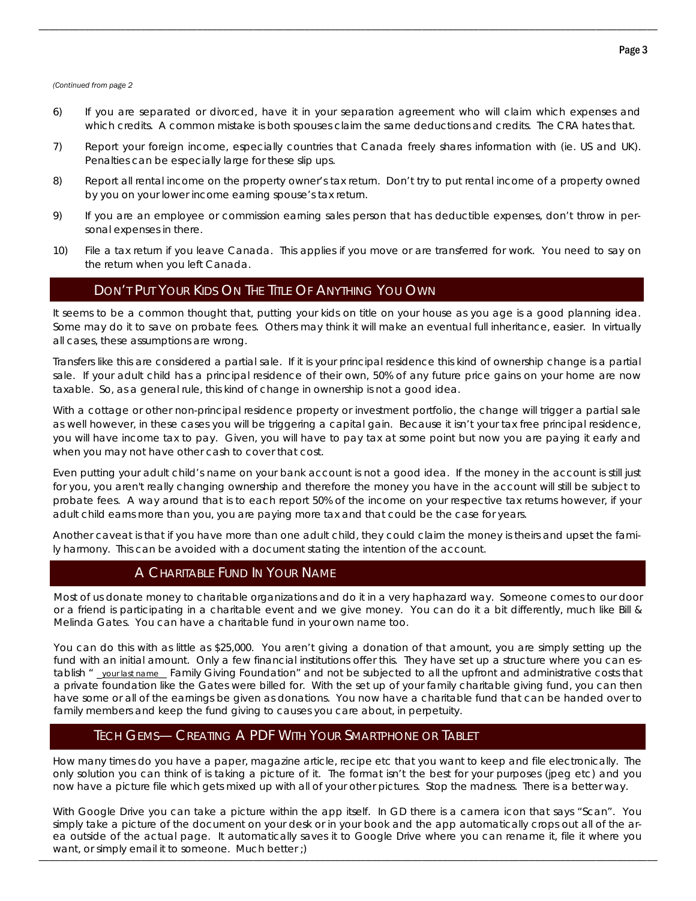*(Continued from page 2*

6) If you are separated or divorced, have it in your separation agreement who will claim which expenses and which credits. A common mistake is both spouses claim the same deductions and credits. The CRA hates that.

7) Report your foreign income, especially countries that Canada freely shares information with (ie. US and UK). Penalties can be especially large for these slip ups.

8) Report all rental income on the property owner's tax return. Don't try to put rental income of a property owned by you on your lower income earning spouse's tax return.

9) If you are an employee or commission earning sales person that has deductible expenses, don't throw in personal expenses in there.

10) File a tax return if you leave Canada. This applies if you move or are transferred for work. You need to say on the return when you left Canada.

## Don't Put Your Kids On The Title Of Anything You Own

It seems to be a common thought that, putting your kids on title on your house as you age is a good planning idea. Some may do it to save on probate fees. Others may think it will make an eventual full inheritance, easier. In virtually all cases, these assumptions are wrong.

Transfers like this are considered a partial sale. If it is your principal residence this kind of ownership change is a partial sale. If your adult child has a principal residence of their own, 50% of any future price gains on your home are now taxable. So, as a general rule, this kind of change in ownership is not a good idea.

With a cottage or other non-principal residence property or investment portfolio, the change will trigger a partial sale as well however, in these cases you will be triggering a capital gain. Because it isn't your tax free principal residence, you will have income tax to pay. Given, you will have to pay tax at some point but now you are paying it early and when you may not have other cash to cover that cost.

Even putting your adult child's name on your bank account is not a good idea. If the money in the account is still just for you, you aren't really changing ownership and therefore the money you have in the account will still be subject to probate fees. A way around that is to each report 50% of the income on your respective tax returns however, if your adult child earns more than you, you are paying more tax and that could be the case for years.

Another caveat is that if you have more than one adult child, they could claim the money is theirs and upset the family harmony. This can be avoided with a document stating the intention of the account.

## A Charitable Fund In Your Name

Most of us donate money to charitable organizations and do it in a very haphazard way. Someone comes to our door or a friend is participating in a charitable event and we give money. You can do it a bit differently, much like Bill & Melinda Gates. You can have a charitable fund in your own name too.

You can do this with as little as $25,000. You aren't giving a donation of that amount, you are simply setting up the fund with an initial amount. Only a few financial institutions offer this. They have set up a structure where you can establish " <u>your last name</u> Family Giving Foundation" and not be subjected to all the upfront and administrative costs that a private foundation like the Gates were billed for. With the set up of your family charitable giving fund, you can then have some or all of the earnings be given as donations. You now have a charitable fund that can be handed over to family members and keep the fund giving to causes you care about, in perpetuity.

## Tech Gems— Creating A PDF With Your Smartphone Or Tablet

How many times do you have a paper, magazine article, recipe etc that you want to keep and file electronically. The only solution you can think of is taking a picture of it. The format isn't the best for your purposes (jpeg etc) and you now have a picture file which gets mixed up with all of your other pictures. Stop the madness. There is a better way.

With Google Drive you can take a picture within the app itself. In GD there is a camera icon that says "Scan". You simply take a picture of the document on your desk or in your book and the app automatically crops out all of the area outside of the actual page. It automatically saves it to Google Drive where you can rename it, file it where you want, or simply email it to someone. Much better ;)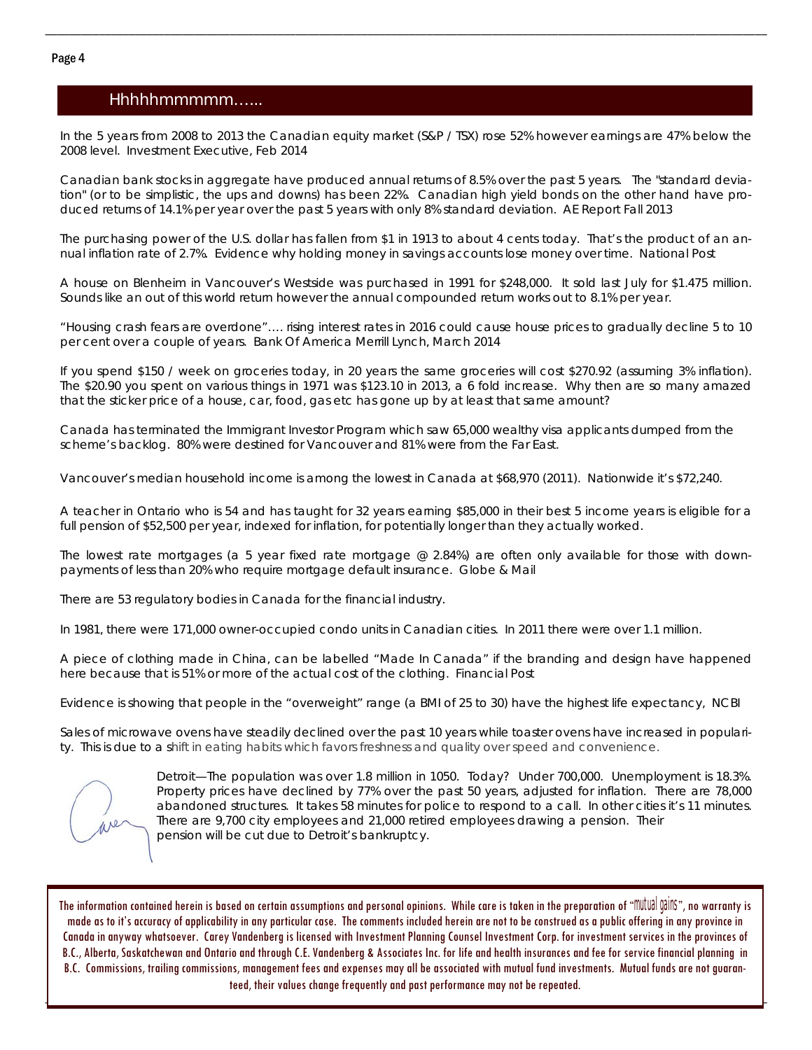## Hhhhhmmmmm…...

In the 5 years from 2008 to 2013 the Canadian equity market (S&P / TSX) rose 52% however earnings are 47% below the 2008 level. Investment Executive, Feb 2014

Canadian bank stocks in aggregate have produced annual returns of 8.5% over the past 5 years. The "standard deviation" (or to be simplistic, the ups and downs) has been 22%. Canadian high yield bonds on the other hand have produced returns of 14.1% per year over the past 5 years with only 8% standard deviation. AE Report Fall 2013

The purchasing power of the U.S. dollar has fallen from $1 in 1913 to about 4 cents today. That's the product of an annual inflation rate of 2.7%. Evidence why holding money in savings accounts lose money over time. National Post

A house on Blenheim in Vancouver's Westside was purchased in 1991 for $248,000. It sold last July for $1.475 million. Sounds like an out of this world return however the annual compounded return works out to 8.1% per year.

"Housing crash fears are overdone"…. rising interest rates in 2016 could cause house prices to gradually decline 5 to 10 per cent over a couple of years. Bank Of America Merrill Lynch, March 2014

If you spend $150 / week on groceries today, in 20 years the same groceries will cost $270.92 (assuming 3% inflation). The $20.90 you spent on various things in 1971 was $123.10 in 2013, a 6 fold increase. Why then are so many amazed that the sticker price of a house, car, food, gas etc has gone up by at least that same amount?

Canada has terminated the Immigrant Investor Program which saw 65,000 wealthy visa applicants dumped from the scheme's backlog. 80% were destined for Vancouver and 81% were from the Far East.

Vancouver's median household income is among the lowest in Canada at $68,970 (2011). Nationwide it's $72,240.

A teacher in Ontario who is 54 and has taught for 32 years earning $85,000 in their best 5 income years is eligible for a full pension of $52,500 per year, indexed for inflation, for potentially longer than they actually worked.

The lowest rate mortgages (a 5 year fixed rate mortgage @ 2.84%) are often only available for those with downpayments of less than 20% who require mortgage default insurance. Globe & Mail

There are 53 regulatory bodies in Canada for the financial industry.

In 1981, there were 171,000 owner-occupied condo units in Canadian cities. In 2011 there were over 1.1 million.

A piece of clothing made in China, can be labelled "Made In Canada" if the branding and design have happened here because that is 51% or more of the actual cost of the clothing. Financial Post

Evidence is showing that people in the "overweight" range (a BMI of 25 to 30) have the highest life expectancy, NCBI

Sales of microwave ovens have steadily declined over the past 10 years while toaster ovens have increased in popularity. This is due to a shift in eating habits which favors freshness and quality over speed and convenience.

Detroit—The population was over 1.8 million in 1050. Today? Under 700,000. Unemployment is 18.3%. Property prices have declined by 77% over the past 50 years, adjusted for inflation. There are 78,000 abandoned structures. It takes 58 minutes for police to respond to a call. In other cities it's 11 minutes. There are 9,700 city employees and 21,000 retired employees drawing a pension. Their pension will be cut due to Detroit's bankruptcy.

The information contained herein is based on certain assumptions and personal opinions. While care is taken in the preparation of "mutual gains", no warranty is made as to it's accuracy of applicability in any particular case. The comments included herein are not to be construed as a public offering in any province in Canada in anyway whatsoever. Carey Vandenberg is licensed with Investment Planning Counsel Investment Corp. for investment services in the provinces of B.C., Alberta, Saskatchewan and Ontario and through C.E. Vandenberg & Associates Inc. for life and health insurances and fee for service financial planning in B.C. Commissions, trailing commissions, management fees and expenses may all be associated with mutual fund investments. Mutual funds are not guaranteed, their values change frequently and past performance may not be repeated.